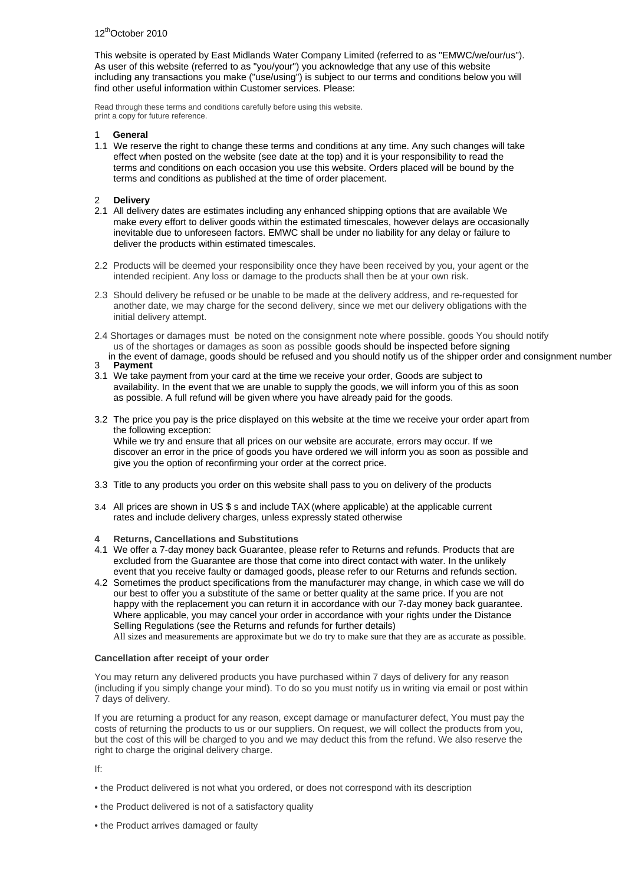12th October 2010

This website is operated by East Midlands Water Company Limited (referred to as "EMWC/we/our/us"). As user of this website (referred to as "you/your") you acknowledge that any use of this website including any transactions you make ("use/using") is subject to our terms and conditions below you will find other useful information within Customer services. Please:

Read through these terms and conditions carefully before using this website.
print a copy for future reference.

## 1 General

1.1 We reserve the right to change these terms and conditions at any time. Any such changes will take effect when posted on the website (see date at the top) and it is your responsibility to read the terms and conditions on each occasion you use this website. Orders placed will be bound by the terms and conditions as published at the time of order placement.

## 2 Delivery

2.1 All delivery dates are estimates including any enhanced shipping options that are available We make every effort to deliver goods within the estimated timescales, however delays are occasionally inevitable due to unforeseen factors. EMWC shall be under no liability for any delay or failure to deliver the products within estimated timescales.

2.2 Products will be deemed your responsibility once they have been received by you, your agent or the intended recipient. Any loss or damage to the products shall then be at your own risk.

2.3 Should delivery be refused or be unable to be made at the delivery address, and re-requested for another date, we may charge for the second delivery, since we met our delivery obligations with the initial delivery attempt.

2.4 Shortages or damages must be noted on the consignment note where possible. goods You should notify us of the shortages or damages as soon as possible goods should be inspected before signing in the event of damage, goods should be refused and you should notify us of the shipper order and consignment number

## 3 Payment

3.1 We take payment from your card at the time we receive your order, Goods are subject to availability. In the event that we are unable to supply the goods, we will inform you of this as soon as possible. A full refund will be given where you have already paid for the goods.

3.2 The price you pay is the price displayed on this website at the time we receive your order apart from the following exception:
While we try and ensure that all prices on our website are accurate, errors may occur. If we discover an error in the price of goods you have ordered we will inform you as soon as possible and give you the option of reconfirming your order at the correct price.

3.3 Title to any products you order on this website shall pass to you on delivery of the products

3.4 All prices are shown in US $ s and include TAX (where applicable) at the applicable current rates and include delivery charges, unless expressly stated otherwise

## 4 Returns, Cancellations and Substitutions

4.1 We offer a 7-day money back Guarantee, please refer to Returns and refunds. Products that are excluded from the Guarantee are those that come into direct contact with water. In the unlikely event that you receive faulty or damaged goods, please refer to our Returns and refunds section.

4.2 Sometimes the product specifications from the manufacturer may change, in which case we will do our best to offer you a substitute of the same or better quality at the same price. If you are not happy with the replacement you can return it in accordance with our 7-day money back guarantee. Where applicable, you may cancel your order in accordance with your rights under the Distance Selling Regulations (see the Returns and refunds for further details)
All sizes and measurements are approximate but we do try to make sure that they are as accurate as possible.

**Cancellation after receipt of your order**

You may return any delivered products you have purchased within 7 days of delivery for any reason (including if you simply change your mind). To do so you must notify us in writing via email or post within 7 days of delivery.

If you are returning a product for any reason, except damage or manufacturer defect, You must pay the costs of returning the products to us or our suppliers. On request, we will collect the products from you, but the cost of this will be charged to you and we may deduct this from the refund. We also reserve the right to charge the original delivery charge.

If:

- the Product delivered is not what you ordered, or does not correspond with its description
- the Product delivered is not of a satisfactory quality
- the Product arrives damaged or faulty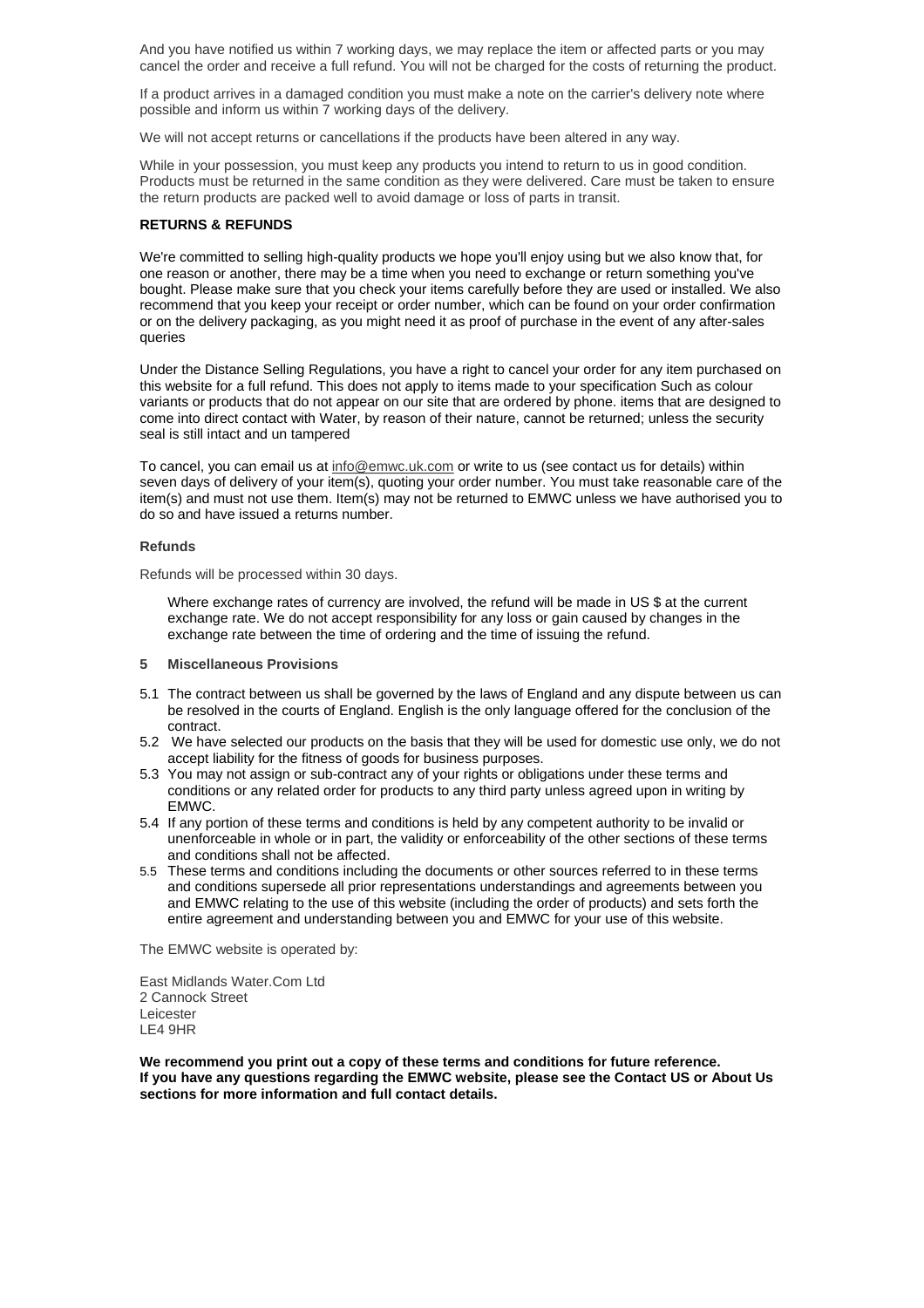And you have notified us within 7 working days, we may replace the item or affected parts or you may cancel the order and receive a full refund. You will not be charged for the costs of returning the product.

If a product arrives in a damaged condition you must make a note on the carrier's delivery note where possible and inform us within 7 working days of the delivery.

We will not accept returns or cancellations if the products have been altered in any way.

While in your possession, you must keep any products you intend to return to us in good condition. Products must be returned in the same condition as they were delivered. Care must be taken to ensure the return products are packed well to avoid damage or loss of parts in transit.

**RETURNS & REFUNDS**

We're committed to selling high-quality products we hope you'll enjoy using but we also know that, for one reason or another, there may be a time when you need to exchange or return something you've bought. Please make sure that you check your items carefully before they are used or installed. We also recommend that you keep your receipt or order number, which can be found on your order confirmation or on the delivery packaging, as you might need it as proof of purchase in the event of any after-sales queries

Under the Distance Selling Regulations, you have a right to cancel your order for any item purchased on this website for a full refund. This does not apply to items made to your specification Such as colour variants or products that do not appear on our site that are ordered by phone. items that are designed to come into direct contact with Water, by reason of their nature, cannot be returned; unless the security seal is still intact and un tampered

To cancel, you can email us at info@emwc.uk.com or write to us (see contact us for details) within seven days of delivery of your item(s), quoting your order number. You must take reasonable care of the item(s) and must not use them. Item(s) may not be returned to EMWC unless we have authorised you to do so and have issued a returns number.

**Refunds**

Refunds will be processed within 30 days.

Where exchange rates of currency are involved, the refund will be made in US $ at the current exchange rate. We do not accept responsibility for any loss or gain caused by changes in the exchange rate between the time of ordering and the time of issuing the refund.

**5 Miscellaneous Provisions**

5.1 The contract between us shall be governed by the laws of England and any dispute between us can be resolved in the courts of England. English is the only language offered for the conclusion of the contract.

5.2 We have selected our products on the basis that they will be used for domestic use only, we do not accept liability for the fitness of goods for business purposes.

5.3 You may not assign or sub-contract any of your rights or obligations under these terms and conditions or any related order for products to any third party unless agreed upon in writing by EMWC.

5.4 If any portion of these terms and conditions is held by any competent authority to be invalid or unenforceable in whole or in part, the validity or enforceability of the other sections of these terms and conditions shall not be affected.

5.5 These terms and conditions including the documents or other sources referred to in these terms and conditions supersede all prior representations understandings and agreements between you and EMWC relating to the use of this website (including the order of products) and sets forth the entire agreement and understanding between you and EMWC for your use of this website.

The EMWC website is operated by:

East Midlands Water.Com Ltd  
2 Cannock Street  
Leicester  
LE4 9HR

**We recommend you print out a copy of these terms and conditions for future reference.**  
**If you have any questions regarding the EMWC website, please see the Contact US or About Us sections for more information and full contact details.**